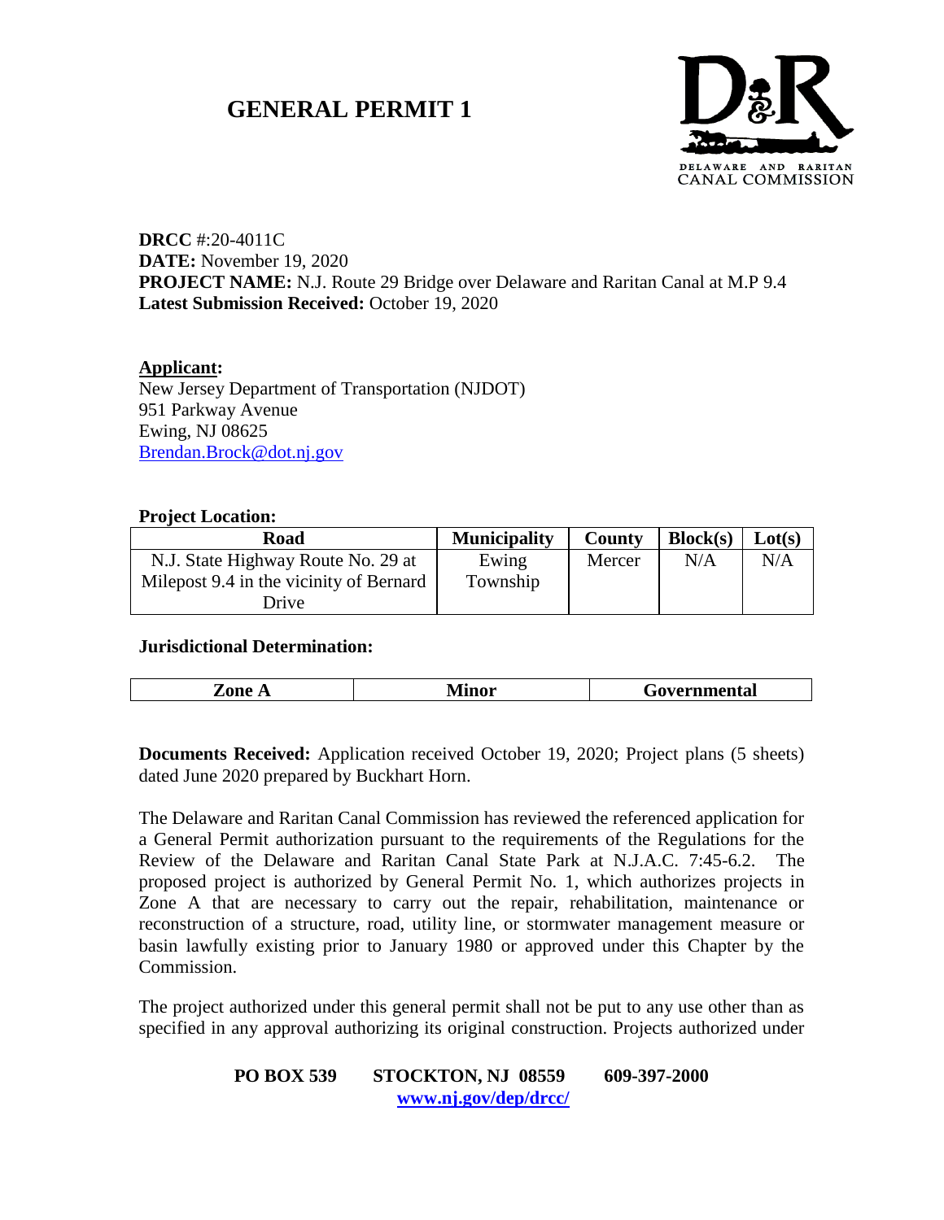# GENERAL PERMIT 1

DELAWARE AND RARITAN CANAL COMMISSION

**DRCC** #:20-4011C
**DATE:** November 19, 2020
**PROJECT NAME:** N.J. Route 29 Bridge over Delaware and Raritan Canal at M.P 9.4
**Latest Submission Received:** October 19, 2020

**Applicant:**
New Jersey Department of Transportation (NJDOT)
951 Parkway Avenue
Ewing, NJ 08625
Brendan.Brock@dot.nj.gov

**Project Location:**

| Road | Municipality | County | Block(s) | Lot(s) |
|---|---|---|---|---|
| N.J. State Highway Route No. 29 at Milepost 9.4 in the vicinity of Bernard Drive | Ewing Township | Mercer | N/A | N/A |

**Jurisdictional Determination:**

| Zone A | Minor | Governmental |
|---|---|---|

**Documents Received:** Application received October 19, 2020; Project plans (5 sheets) dated June 2020 prepared by Buckhart Horn.

The Delaware and Raritan Canal Commission has reviewed the referenced application for a General Permit authorization pursuant to the requirements of the Regulations for the Review of the Delaware and Raritan Canal State Park at N.J.A.C. 7:45-6.2. The proposed project is authorized by General Permit No. 1, which authorizes projects in Zone A that are necessary to carry out the repair, rehabilitation, maintenance or reconstruction of a structure, road, utility line, or stormwater management measure or basin lawfully existing prior to January 1980 or approved under this Chapter by the Commission.

The project authorized under this general permit shall not be put to any use other than as specified in any approval authorizing its original construction. Projects authorized under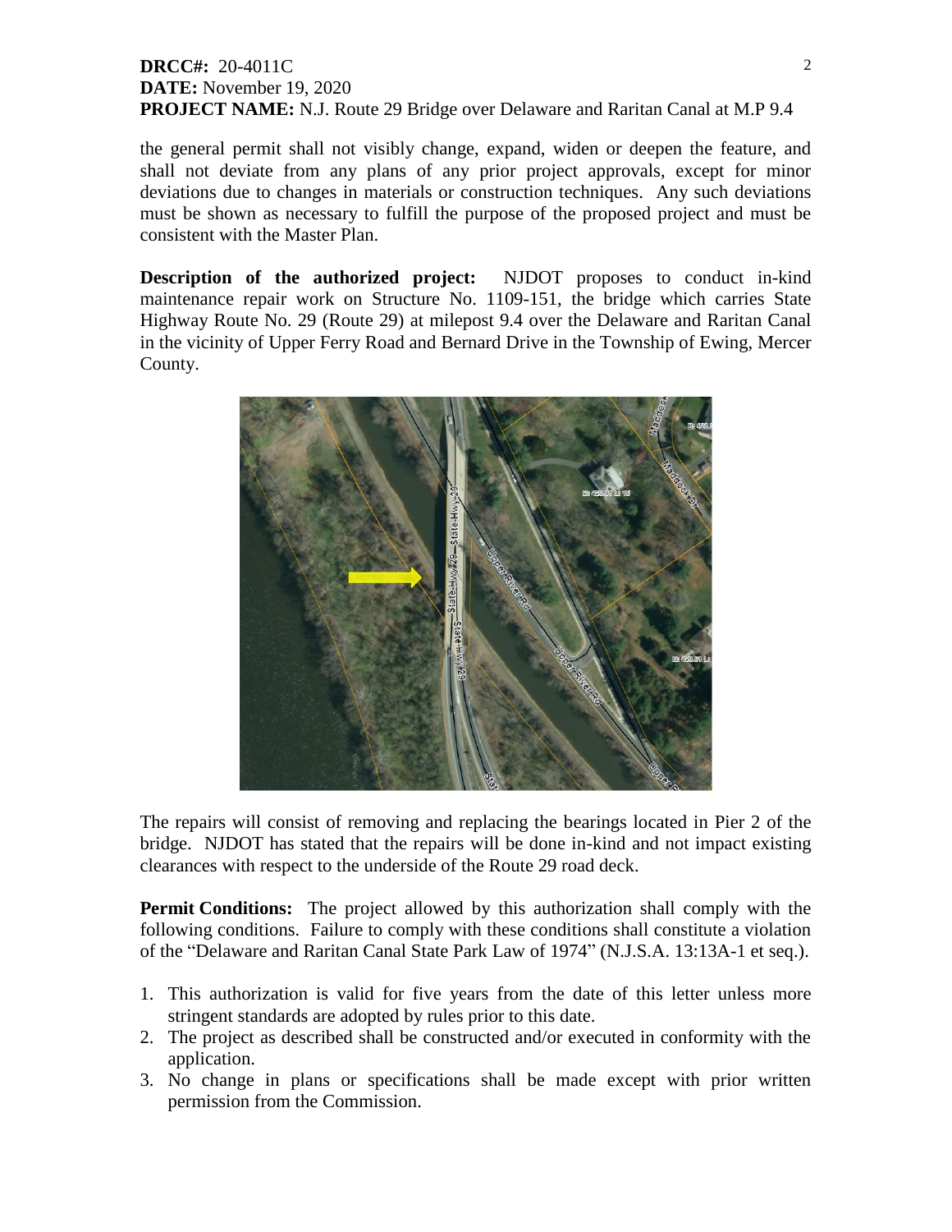**DRCC#:** 20-4011C
**DATE:** November 19, 2020
**PROJECT NAME:** N.J. Route 29 Bridge over Delaware and Raritan Canal at M.P 9.4

the general permit shall not visibly change, expand, widen or deepen the feature, and shall not deviate from any plans of any prior project approvals, except for minor deviations due to changes in materials or construction techniques. Any such deviations must be shown as necessary to fulfill the purpose of the proposed project and must be consistent with the Master Plan.

**Description of the authorized project:** NJDOT proposes to conduct in-kind maintenance repair work on Structure No. 1109-151, the bridge which carries State Highway Route No. 29 (Route 29) at milepost 9.4 over the Delaware and Raritan Canal in the vicinity of Upper Ferry Road and Bernard Drive in the Township of Ewing, Mercer County.

The repairs will consist of removing and replacing the bearings located in Pier 2 of the bridge. NJDOT has stated that the repairs will be done in-kind and not impact existing clearances with respect to the underside of the Route 29 road deck.

**Permit Conditions:** The project allowed by this authorization shall comply with the following conditions. Failure to comply with these conditions shall constitute a violation of the "Delaware and Raritan Canal State Park Law of 1974" (N.J.S.A. 13:13A-1 et seq.).

1. This authorization is valid for five years from the date of this letter unless more stringent standards are adopted by rules prior to this date.
2. The project as described shall be constructed and/or executed in conformity with the application.
3. No change in plans or specifications shall be made except with prior written permission from the Commission.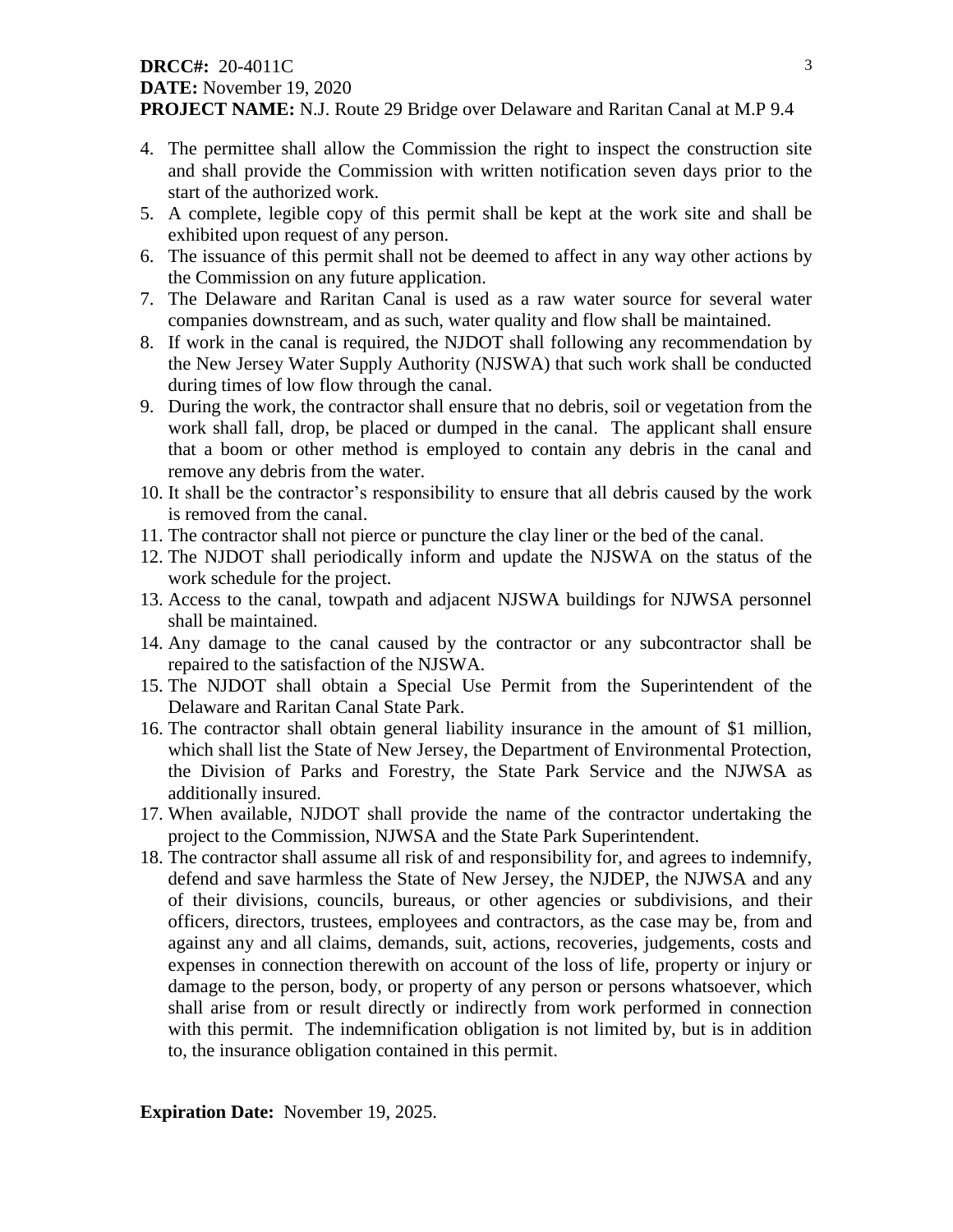**DRCC#:** 20-4011C
**DATE:** November 19, 2020
**PROJECT NAME:** N.J. Route 29 Bridge over Delaware and Raritan Canal at M.P 9.4

4. The permittee shall allow the Commission the right to inspect the construction site and shall provide the Commission with written notification seven days prior to the start of the authorized work.
5. A complete, legible copy of this permit shall be kept at the work site and shall be exhibited upon request of any person.
6. The issuance of this permit shall not be deemed to affect in any way other actions by the Commission on any future application.
7. The Delaware and Raritan Canal is used as a raw water source for several water companies downstream, and as such, water quality and flow shall be maintained.
8. If work in the canal is required, the NJDOT shall following any recommendation by the New Jersey Water Supply Authority (NJSWA) that such work shall be conducted during times of low flow through the canal.
9. During the work, the contractor shall ensure that no debris, soil or vegetation from the work shall fall, drop, be placed or dumped in the canal. The applicant shall ensure that a boom or other method is employed to contain any debris in the canal and remove any debris from the water.
10. It shall be the contractor's responsibility to ensure that all debris caused by the work is removed from the canal.
11. The contractor shall not pierce or puncture the clay liner or the bed of the canal.
12. The NJDOT shall periodically inform and update the NJSWA on the status of the work schedule for the project.
13. Access to the canal, towpath and adjacent NJSWA buildings for NJWSA personnel shall be maintained.
14. Any damage to the canal caused by the contractor or any subcontractor shall be repaired to the satisfaction of the NJSWA.
15. The NJDOT shall obtain a Special Use Permit from the Superintendent of the Delaware and Raritan Canal State Park.
16. The contractor shall obtain general liability insurance in the amount of $1 million, which shall list the State of New Jersey, the Department of Environmental Protection, the Division of Parks and Forestry, the State Park Service and the NJWSA as additionally insured.
17. When available, NJDOT shall provide the name of the contractor undertaking the project to the Commission, NJWSA and the State Park Superintendent.
18. The contractor shall assume all risk of and responsibility for, and agrees to indemnify, defend and save harmless the State of New Jersey, the NJDEP, the NJWSA and any of their divisions, councils, bureaus, or other agencies or subdivisions, and their officers, directors, trustees, employees and contractors, as the case may be, from and against any and all claims, demands, suit, actions, recoveries, judgements, costs and expenses in connection therewith on account of the loss of life, property or injury or damage to the person, body, or property of any person or persons whatsoever, which shall arise from or result directly or indirectly from work performed in connection with this permit. The indemnification obligation is not limited by, but is in addition to, the insurance obligation contained in this permit.

**Expiration Date:** November 19, 2025.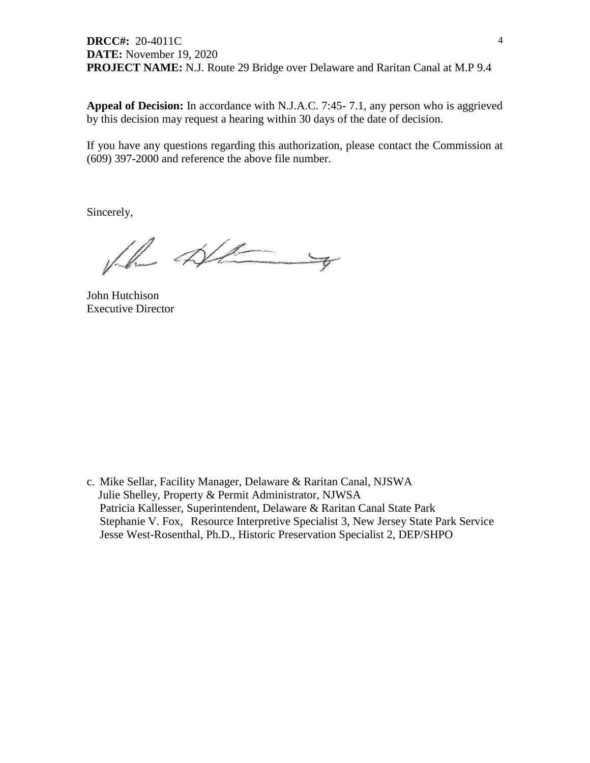**DRCC#:** 20-4011C
**DATE:** November 19, 2020
**PROJECT NAME:** N.J. Route 29 Bridge over Delaware and Raritan Canal at M.P 9.4

**Appeal of Decision:** In accordance with N.J.A.C. 7:45- 7.1, any person who is aggrieved by this decision may request a hearing within 30 days of the date of decision.

If you have any questions regarding this authorization, please contact the Commission at (609) 397-2000 and reference the above file number.

Sincerely,

John Hutchison
Executive Director

c. Mike Sellar, Facility Manager, Delaware & Raritan Canal, NJSWA
Julie Shelley, Property & Permit Administrator, NJWSA
Patricia Kallesser, Superintendent, Delaware & Raritan Canal State Park
Stephanie V. Fox, Resource Interpretive Specialist 3, New Jersey State Park Service
Jesse West-Rosenthal, Ph.D., Historic Preservation Specialist 2, DEP/SHPO